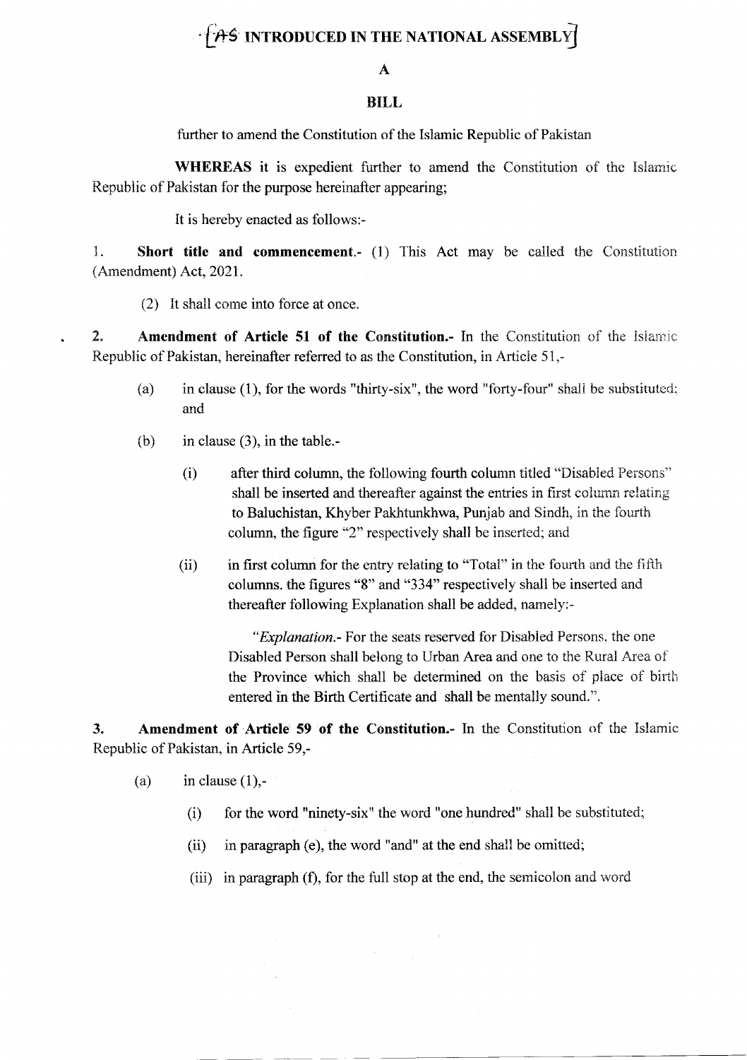# [AS INTRODUCED IN THE NATIONAL ASSEMBLY]

## A

## BILL

further to amend the Constitution of the Islamic Republic of Pakistan

**WHEREAS** it is expedient further to amend the Constitution of the Islamic Republic of Pakistan for the purpose hereinafter appearing;

It is hereby enacted as follows:-

1. **Short title and commencement.-** (1) This Act may be called the Constitution (Amendment) Act, 2021.

   (2) It shall come into force at once.

2. **Amendment of Article 51 of the Constitution.-** In the Constitution of the Islamic Republic of Pakistan, hereinafter referred to as the Constitution, in Article 51,-

   (a) in clause (1), for the words "thirty-six", the word "forty-four" shall be substituted; and

   (b) in clause (3), in the table.-

      (i) after third column, the following fourth column titled "Disabled Persons" shall be inserted and thereafter against the entries in first column relating to Baluchistan, Khyber Pakhtunkhwa, Punjab and Sindh, in the fourth column, the figure "2" respectively shall be inserted; and

      (ii) in first column for the entry relating to "Total" in the fourth and the fifth columns. the figures "8" and "334" respectively shall be inserted and thereafter following Explanation shall be added, namely:-

         "*Explanation*.- For the seats reserved for Disabled Persons, the one Disabled Person shall belong to Urban Area and one to the Rural Area of the Province which shall be determined on the basis of place of birth entered in the Birth Certificate and shall be mentally sound.".

3. **Amendment of Article 59 of the Constitution.-** In the Constitution of the Islamic Republic of Pakistan, in Article 59,-

   (a) in clause (1),-

      (i) for the word "ninety-six" the word "one hundred" shall be substituted;

      (ii) in paragraph (e), the word "and" at the end shall be omitted;

      (iii) in paragraph (f), for the full stop at the end, the semicolon and word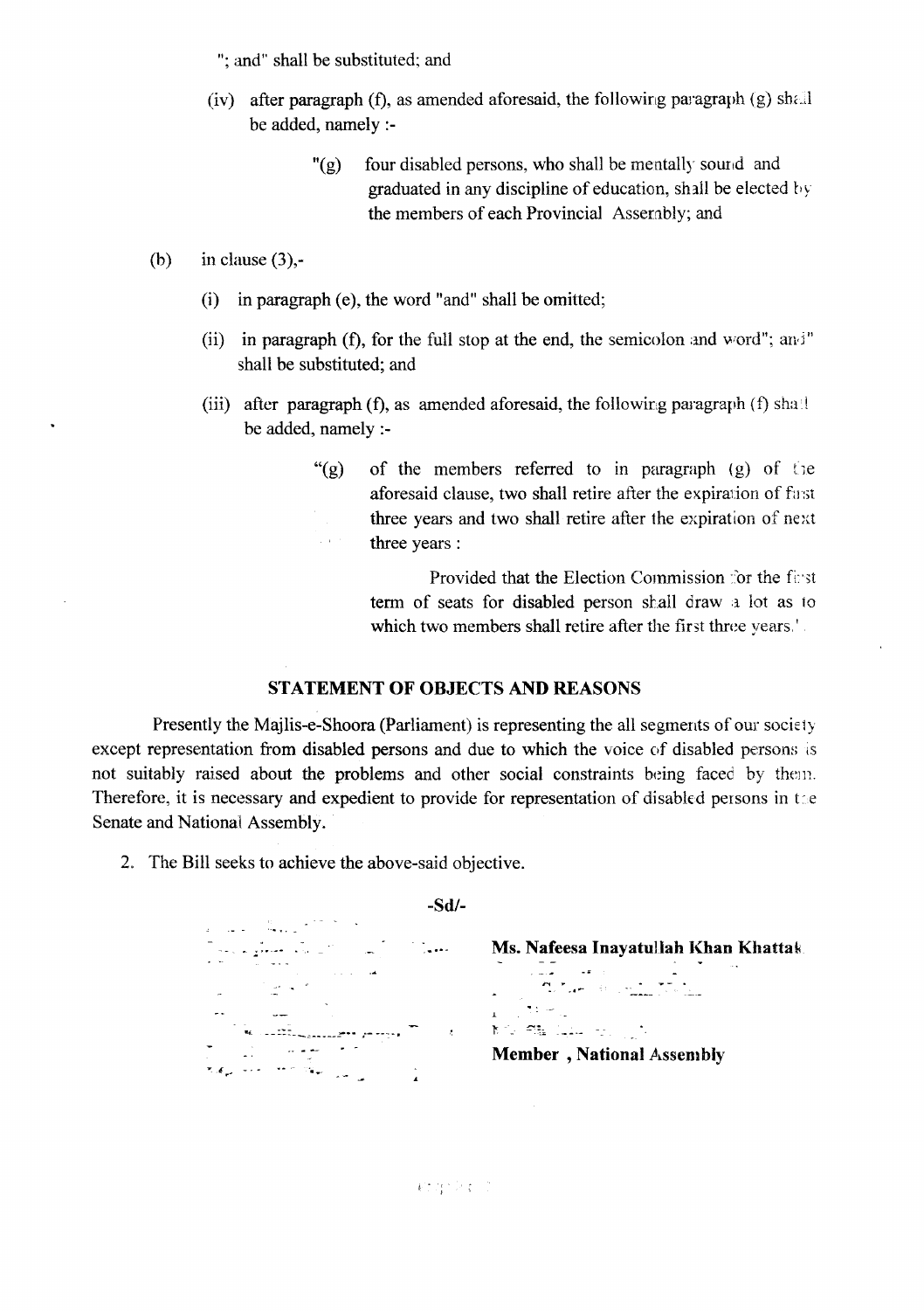"; and" shall be substituted; and

(iv) after paragraph (f), as amended aforesaid, the following paragraph (g) shall be added, namely :-

> "(g) four disabled persons, who shall be mentally sound and graduated in any discipline of education, shall be elected by the members of each Provincial Assembly; and

(b) in clause (3),-

(i) in paragraph (e), the word "and" shall be omitted;

(ii) in paragraph (f), for the full stop at the end, the semicolon and word"; and" shall be substituted; and

(iii) after paragraph (f), as amended aforesaid, the following paragraph (f) shall be added, namely :-

> "(g) of the members referred to in paragraph (g) of the aforesaid clause, two shall retire after the expiration of first three years and two shall retire after the expiration of next three years :
>
> Provided that the Election Commission for the first term of seats for disabled person shall draw a lot as to which two members shall retire after the first three years.".

## STATEMENT OF OBJECTS AND REASONS

Presently the Majlis-e-Shoora (Parliament) is representing the all segments of our society except representation from disabled persons and due to which the voice of disabled persons is not suitably raised about the problems and other social constraints being faced by them. Therefore, it is necessary and expedient to provide for representation of disabled persons in the Senate and National Assembly.

2. The Bill seeks to achieve the above-said objective.

-Sd/-

**Ms. Nafeesa Inayatullah Khan Khattak**

**Member , National Assembly**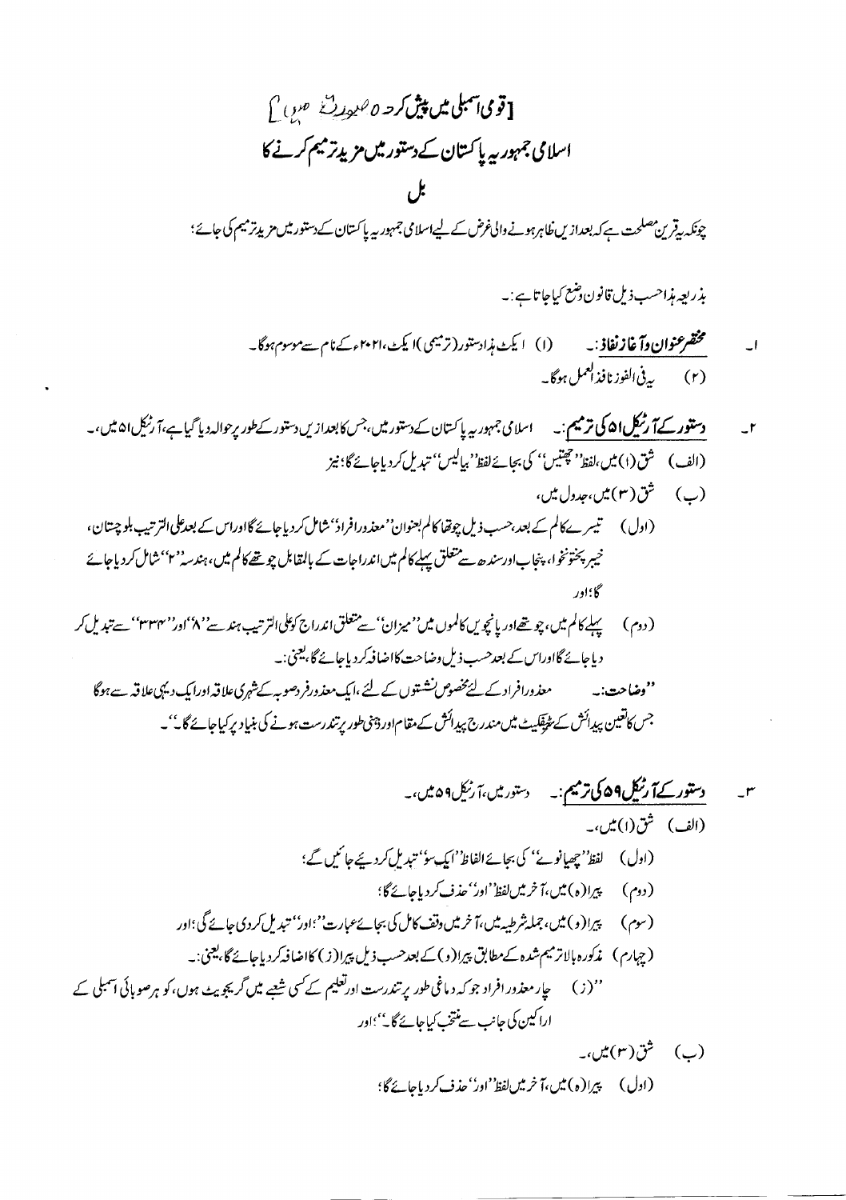[قومی اسمبلی میں پیش کردہ صورت میں]

# اسلامی جمہوریہ پاکستان کے دستور میں مزید ترمیم کرنے کا

# بل

چونکہ یہ قرین مصلحت ہے کہ بعد ازیں ظاہر ہونے والی غرض کے لیے اسلامی جمہوریہ پاکستان کے دستور میں مزید ترمیم کی جائے؛

بذریعہ ہذا حسب ذیل قانون وضع کیا جاتا ہے:-

۱۔ **مختصر عنوان وآغاز نفاذ:-** (۱) ایکٹ ہذا دستور (ترمیمی) ایکٹ، ۲۰۲۱ء کے نام سے موسوم ہوگا۔

(۲) یہ فی الفور نافذ العمل ہوگا۔

۲۔ **دستور کے آرٹیکل ۵۱ کی ترمیم:-** اسلامی جمہوریہ پاکستان کے دستور میں، جس کا بعد ازیں دستور کے طور پر حوالہ دیا گیا ہے، آرٹیکل ۵۱ میں،-

(الف) شق (۱) میں، لفظ "چھتیس" کی بجائے لفظ "بیالیس" تبدیل کر دیا جائے گا؛ نیز

(ب) شق (۳) میں، جدول میں،

(اول) تیسرے کالم کے بعد، حسب ذیل چوتھا کالم بعنوان "معذور افراد" شامل کر دیا جائے گا اور اس کے بعد علی الترتیب بلوچستان، خیبر پختونخوا، پنجاب اور سندھ سے متعلق پہلے کالم میں اندراجات کے بالمقابل چوتھے کالم میں، ہندسہ "۲" شامل کر دیا جائے گا؛ اور

(دوم) پہلے کالم میں، چوتھے اور پانچویں کالموں میں "میزان" سے متعلق اندراج کو علی الترتیب ہندسے "۸" اور "۳۳۴" سے تبدیل کر دیا جائے گا اور اس کے بعد حسب ذیل وضاحت کا اضافہ کر دیا جائے گا، یعنی:-

"**وضاحت:-** معذور افراد کے لئے مخصوص نشستوں کے لئے، ایک معذور فرد صوبہ کے شہری علاقہ اور ایک دیہی علاقہ سے ہوگا جس کا تعین پیدائش کے سرٹیفکیٹ میں مندرج پیدائش کے مقام اور ذہنی طور پر تندرست ہونے کی بنیاد پر کیا جائے گا"۔

۳۔ **دستور کے آرٹیکل ۵۹ کی ترمیم:-** دستور میں، آرٹیکل ۵۹ میں،-

(الف) شق (۱) میں،-

(اول) لفظ "چھیانوے" کی بجائے الفاظ "ایک سو" تبدیل کر دیئے جائیں گے؛

(دوم) پیرا (ہ) میں، آخر میں لفظ "اور" حذف کر دیا جائے گا؛

(سوم) پیرا (و) میں، جملہ شرطیہ میں، آخر میں وقف کامل کی بجائے عبارت "؛ اور" تبدیل کر دی جائے گی؛ اور

(چہارم) مذکورہ بالا ترمیم شدہ کے مطابق پیرا (و) کے بعد حسب ذیل پیرا (ز) کا اضافہ کر دیا جائے گا، یعنی:-

"(ز) چار معذور افراد جو کہ دماغی طور پر تندرست اور تعلیم کے کسی شعبے میں گریجویٹ ہوں، کو ہر صوبائی اسمبلی کے اراکین کی جانب سے منتخب کیا جائے گا"؛ اور

(ب) شق (۳) میں،-

(اول) پیرا (ہ) میں، آخر میں لفظ "اور" حذف کر دیا جائے گا؛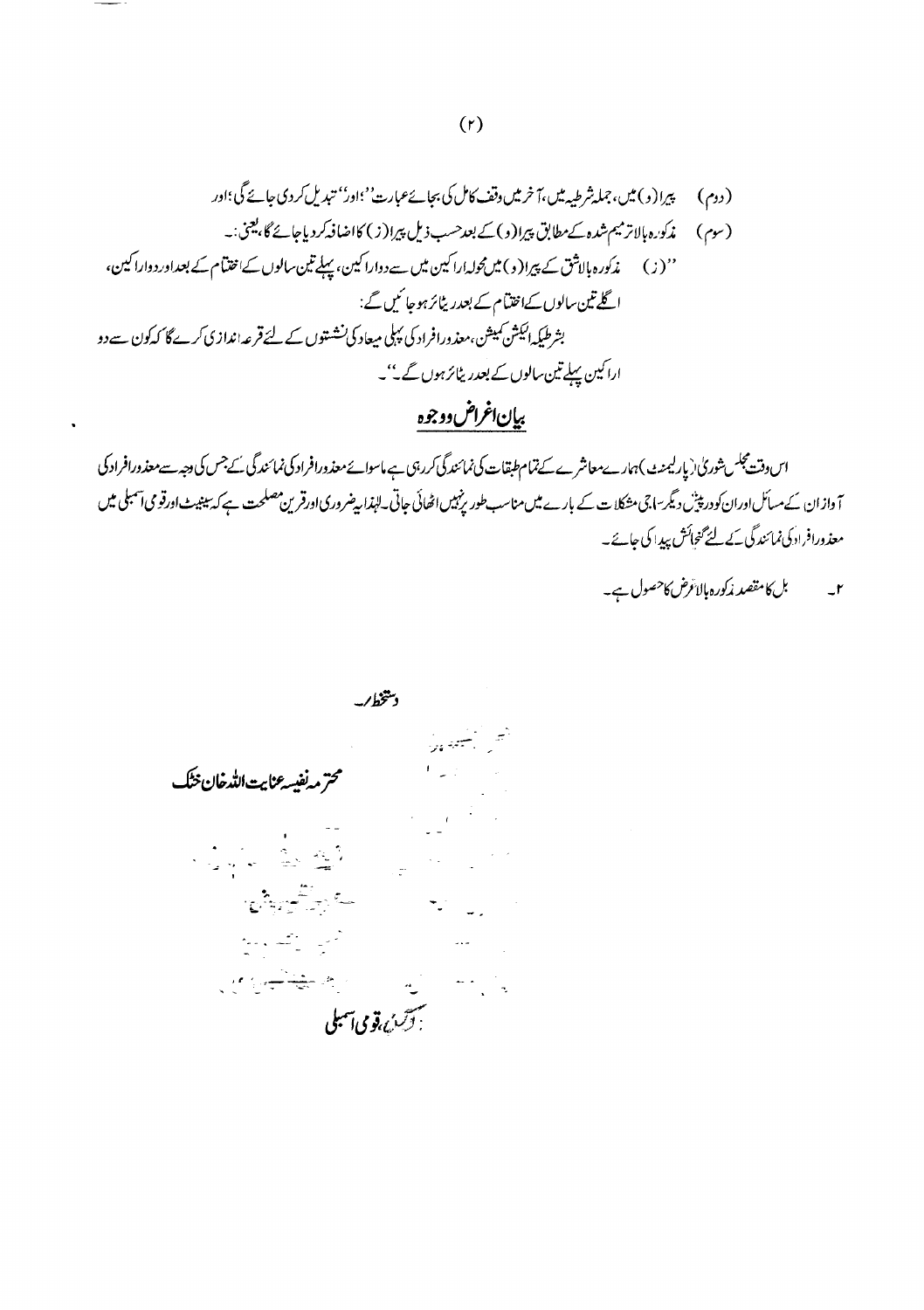(دوم) پیرا (و) میں، جملہ شرطیہ میں، آخر میں وقف کامل کی بجائے عبارت ''؛اور'' تبدیل کردی جائے گی؛اور

(سوم) مذکورہ بالاترمیم شدہ کے مطابق پیرا (و) کے بعد حسب ذیل پیرا (ز) کا اضافہ کردیا جائے گا، یعنی:۔

''(ز) مذکورہ بالاشق کے پیرا (و) میں محولہ اراکین میں سے دواراکین، پہلے تین سالوں کے اختتام کے بعد اور دواراکین، اگلے تین سالوں کے اختتام کے بعد ریٹائر ہوجائیں گے:

بشرطیکہ الیکشن کمیشن، معذورافراد کی پہلی میعاد کی نشستوں کے لئے قرعہ اندازی کرے گا کہ کون سے دو اراکین پہلے تین سالوں کے بعد ریٹائر ہوں گے۔''۔

## بیان اغراض ووجوہ

اس وقت مجلس شوریٰ (پارلیمنٹ) ہمارے معاشرے کے تمام طبقات کی نمائندگی کررہی ہے ماسوائے معذورافراد کی نمائندگی کے جس کی وجہ سے معذورافراد کی آواز ان کے مسائل اوران کو درپیش دیگر سماجی مشکلات کے بارے میں مناسب طور پر نہیں اٹھائی جاتی۔ لہٰذا یہ ضروری اور قرین مصلحت ہے کہ سینیٹ اور قومی اسمبلی میں معذورافراد کی نمائندگی کے لئے گنجائش پیدا کی جائے۔

۲۔ بل کا مقصد مذکورہ بالا غرض کا حصول ہے۔

دستخط/۔

محترمہ نفیسہ عنایت اللہ خان خٹک

رکن، قومی اسمبلی